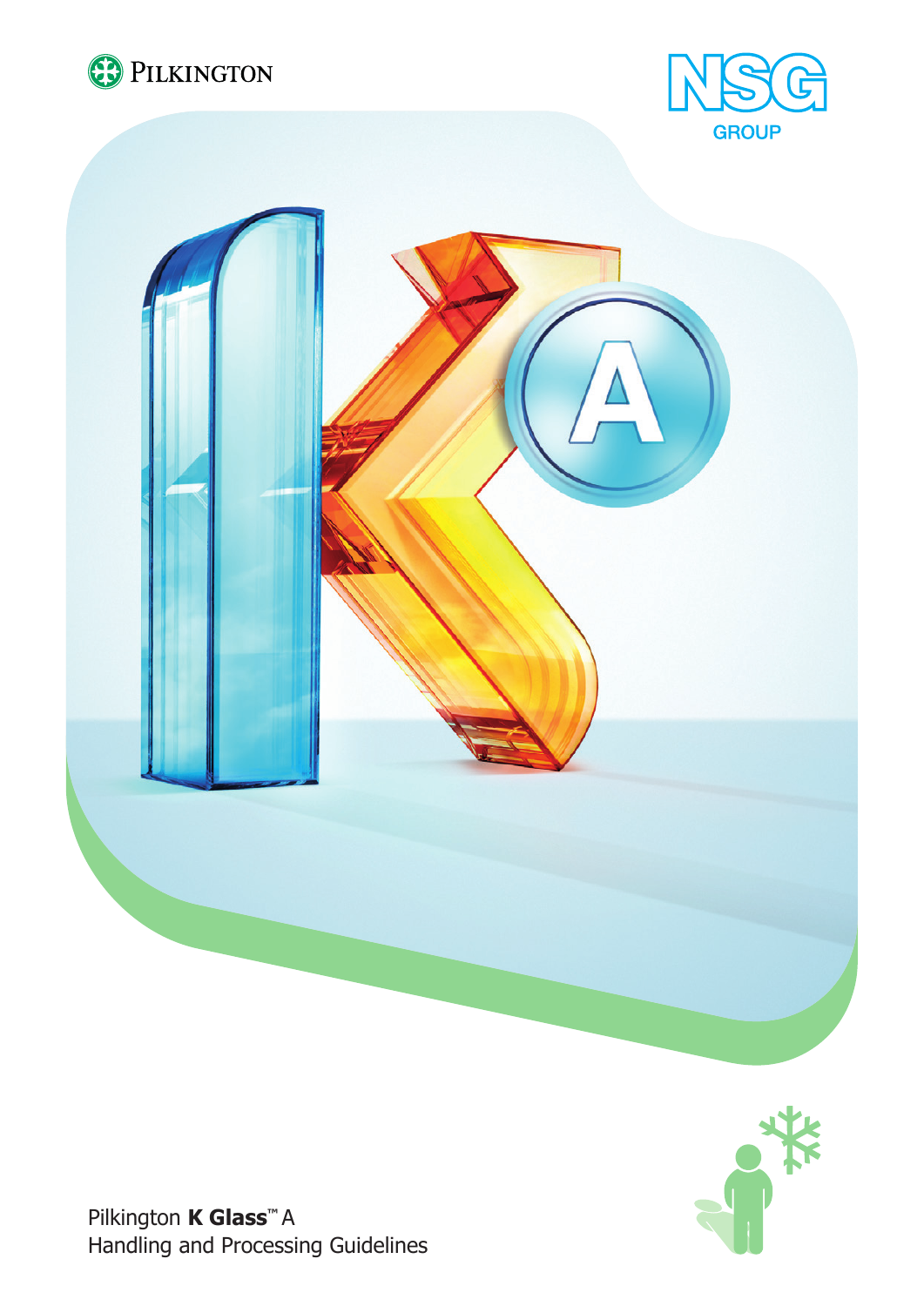PILKINGTON

NSG GROUP

Pilkington **K Glass**™ A
Handling and Processing Guidelines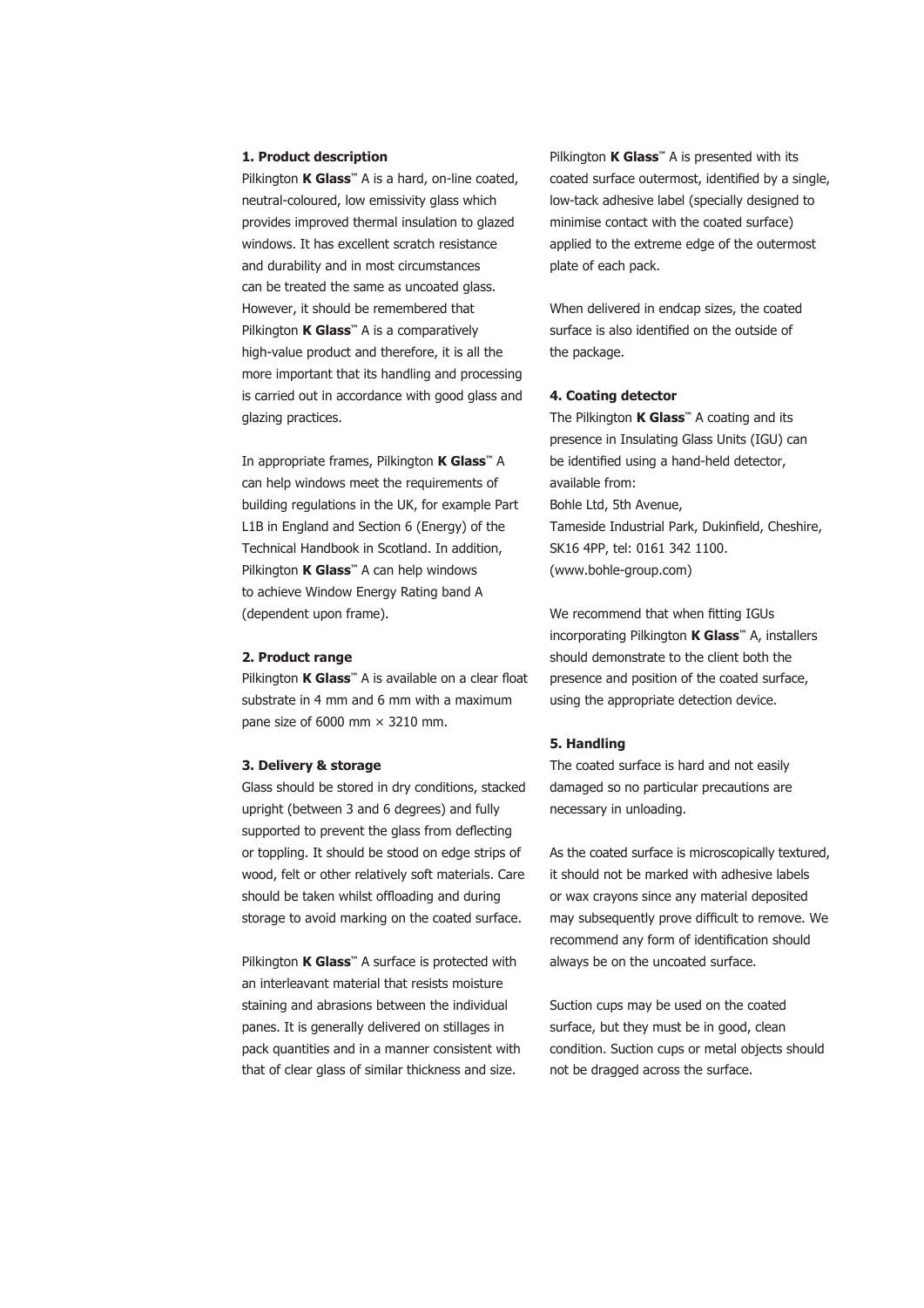## 1. Product description

Pilkington **K Glass**™ A is a hard, on-line coated, neutral-coloured, low emissivity glass which provides improved thermal insulation to glazed windows. It has excellent scratch resistance and durability and in most circumstances can be treated the same as uncoated glass. However, it should be remembered that Pilkington **K Glass**™ A is a comparatively high-value product and therefore, it is all the more important that its handling and processing is carried out in accordance with good glass and glazing practices.

In appropriate frames, Pilkington **K Glass**™ A can help windows meet the requirements of building regulations in the UK, for example Part L1B in England and Section 6 (Energy) of the Technical Handbook in Scotland. In addition, Pilkington **K Glass**™ A can help windows to achieve Window Energy Rating band A (dependent upon frame).

## 2. Product range

Pilkington **K Glass**™ A is available on a clear float substrate in 4 mm and 6 mm with a maximum pane size of 6000 mm × 3210 mm.

## 3. Delivery & storage

Glass should be stored in dry conditions, stacked upright (between 3 and 6 degrees) and fully supported to prevent the glass from deflecting or toppling. It should be stood on edge strips of wood, felt or other relatively soft materials. Care should be taken whilst offloading and during storage to avoid marking on the coated surface.

Pilkington **K Glass**™ A surface is protected with an interleavant material that resists moisture staining and abrasions between the individual panes. It is generally delivered on stillages in pack quantities and in a manner consistent with that of clear glass of similar thickness and size.

Pilkington **K Glass**™ A is presented with its coated surface outermost, identified by a single, low-tack adhesive label (specially designed to minimise contact with the coated surface) applied to the extreme edge of the outermost plate of each pack.

When delivered in endcap sizes, the coated surface is also identified on the outside of the package.

## 4. Coating detector

The Pilkington **K Glass**™ A coating and its presence in Insulating Glass Units (IGU) can be identified using a hand-held detector, available from:
Bohle Ltd, 5th Avenue,
Tameside Industrial Park, Dukinfield, Cheshire, SK16 4PP, tel: 0161 342 1100.
(www.bohle-group.com)

We recommend that when fitting IGUs incorporating Pilkington **K Glass**™ A, installers should demonstrate to the client both the presence and position of the coated surface, using the appropriate detection device.

## 5. Handling

The coated surface is hard and not easily damaged so no particular precautions are necessary in unloading.

As the coated surface is microscopically textured, it should not be marked with adhesive labels or wax crayons since any material deposited may subsequently prove difficult to remove. We recommend any form of identification should always be on the uncoated surface.

Suction cups may be used on the coated surface, but they must be in good, clean condition. Suction cups or metal objects should not be dragged across the surface.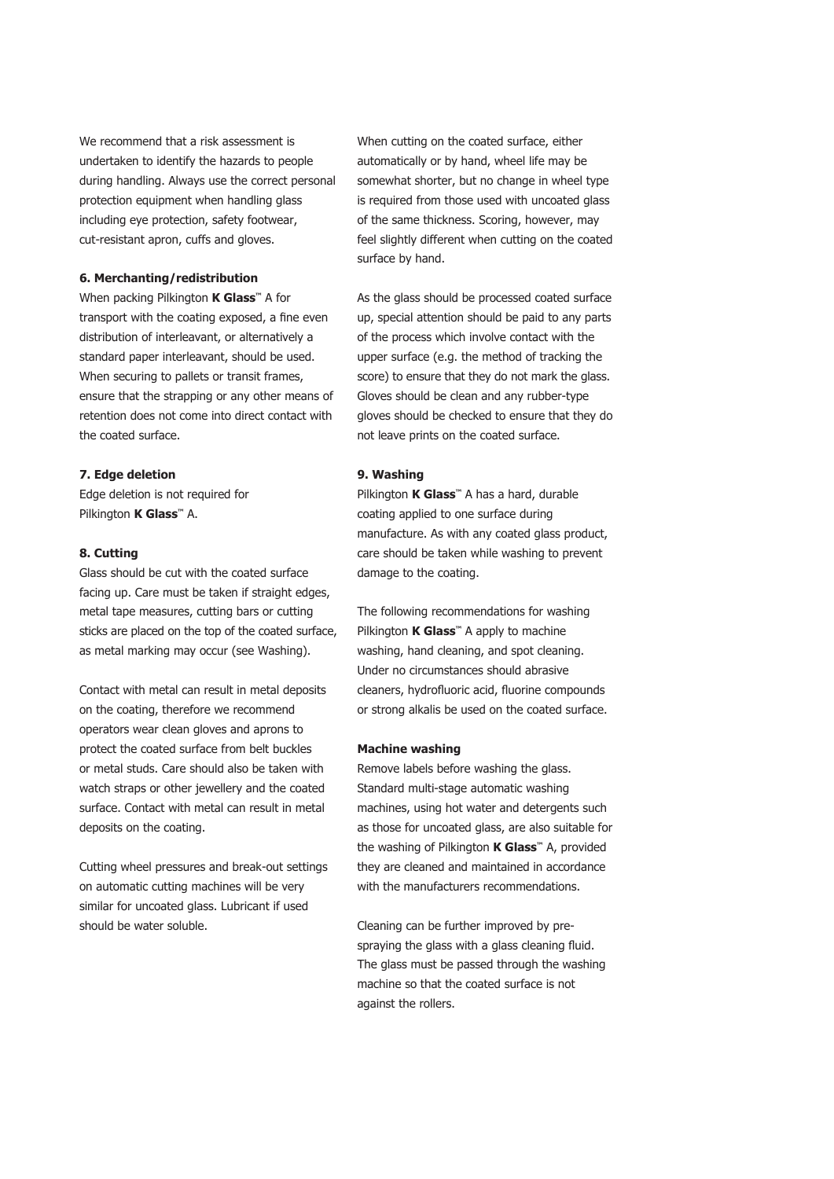We recommend that a risk assessment is undertaken to identify the hazards to people during handling. Always use the correct personal protection equipment when handling glass including eye protection, safety footwear, cut-resistant apron, cuffs and gloves.

### 6. Merchanting/redistribution

When packing Pilkington **K Glass**™ A for transport with the coating exposed, a fine even distribution of interleavant, or alternatively a standard paper interleavant, should be used. When securing to pallets or transit frames, ensure that the strapping or any other means of retention does not come into direct contact with the coated surface.

### 7. Edge deletion

Edge deletion is not required for Pilkington **K Glass**™ A.

### 8. Cutting

Glass should be cut with the coated surface facing up. Care must be taken if straight edges, metal tape measures, cutting bars or cutting sticks are placed on the top of the coated surface, as metal marking may occur (see Washing).

Contact with metal can result in metal deposits on the coating, therefore we recommend operators wear clean gloves and aprons to protect the coated surface from belt buckles or metal studs. Care should also be taken with watch straps or other jewellery and the coated surface. Contact with metal can result in metal deposits on the coating.

Cutting wheel pressures and break-out settings on automatic cutting machines will be very similar for uncoated glass. Lubricant if used should be water soluble.

When cutting on the coated surface, either automatically or by hand, wheel life may be somewhat shorter, but no change in wheel type is required from those used with uncoated glass of the same thickness. Scoring, however, may feel slightly different when cutting on the coated surface by hand.

As the glass should be processed coated surface up, special attention should be paid to any parts of the process which involve contact with the upper surface (e.g. the method of tracking the score) to ensure that they do not mark the glass. Gloves should be clean and any rubber-type gloves should be checked to ensure that they do not leave prints on the coated surface.

### 9. Washing

Pilkington **K Glass**™ A has a hard, durable coating applied to one surface during manufacture. As with any coated glass product, care should be taken while washing to prevent damage to the coating.

The following recommendations for washing Pilkington **K Glass**™ A apply to machine washing, hand cleaning, and spot cleaning. Under no circumstances should abrasive cleaners, hydrofluoric acid, fluorine compounds or strong alkalis be used on the coated surface.

#### Machine washing

Remove labels before washing the glass. Standard multi-stage automatic washing machines, using hot water and detergents such as those for uncoated glass, are also suitable for the washing of Pilkington **K Glass**™ A, provided they are cleaned and maintained in accordance with the manufacturers recommendations.

Cleaning can be further improved by pre-spraying the glass with a glass cleaning fluid. The glass must be passed through the washing machine so that the coated surface is not against the rollers.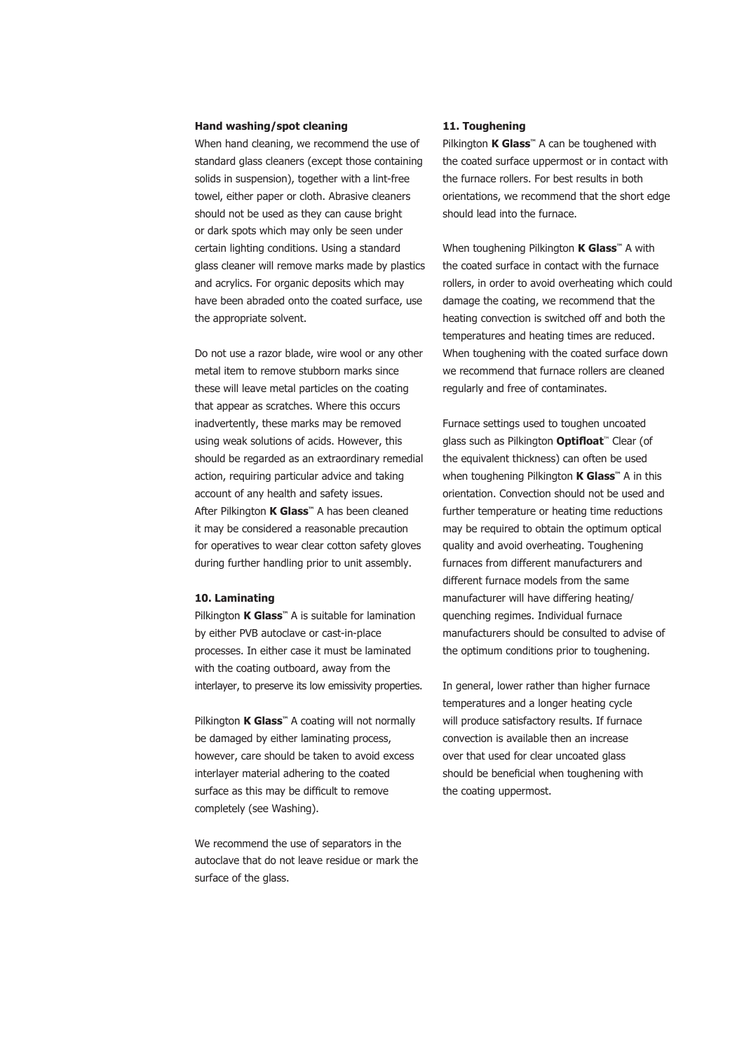### Hand washing/spot cleaning

When hand cleaning, we recommend the use of standard glass cleaners (except those containing solids in suspension), together with a lint-free towel, either paper or cloth. Abrasive cleaners should not be used as they can cause bright or dark spots which may only be seen under certain lighting conditions. Using a standard glass cleaner will remove marks made by plastics and acrylics. For organic deposits which may have been abraded onto the coated surface, use the appropriate solvent.

Do not use a razor blade, wire wool or any other metal item to remove stubborn marks since these will leave metal particles on the coating that appear as scratches. Where this occurs inadvertently, these marks may be removed using weak solutions of acids. However, this should be regarded as an extraordinary remedial action, requiring particular advice and taking account of any health and safety issues. After Pilkington **K Glass**™ A has been cleaned it may be considered a reasonable precaution for operatives to wear clear cotton safety gloves during further handling prior to unit assembly.

### 10. Laminating

Pilkington **K Glass**™ A is suitable for lamination by either PVB autoclave or cast-in-place processes. In either case it must be laminated with the coating outboard, away from the interlayer, to preserve its low emissivity properties.

Pilkington **K Glass**™ A coating will not normally be damaged by either laminating process, however, care should be taken to avoid excess interlayer material adhering to the coated surface as this may be difficult to remove completely (see Washing).

We recommend the use of separators in the autoclave that do not leave residue or mark the surface of the glass.

### 11. Toughening

Pilkington **K Glass**™ A can be toughened with the coated surface uppermost or in contact with the furnace rollers. For best results in both orientations, we recommend that the short edge should lead into the furnace.

When toughening Pilkington **K Glass**™ A with the coated surface in contact with the furnace rollers, in order to avoid overheating which could damage the coating, we recommend that the heating convection is switched off and both the temperatures and heating times are reduced. When toughening with the coated surface down we recommend that furnace rollers are cleaned regularly and free of contaminates.

Furnace settings used to toughen uncoated glass such as Pilkington **Optifloat**™ Clear (of the equivalent thickness) can often be used when toughening Pilkington **K Glass**™ A in this orientation. Convection should not be used and further temperature or heating time reductions may be required to obtain the optimum optical quality and avoid overheating. Toughening furnaces from different manufacturers and different furnace models from the same manufacturer will have differing heating/quenching regimes. Individual furnace manufacturers should be consulted to advise of the optimum conditions prior to toughening.

In general, lower rather than higher furnace temperatures and a longer heating cycle will produce satisfactory results. If furnace convection is available then an increase over that used for clear uncoated glass should be beneficial when toughening with the coating uppermost.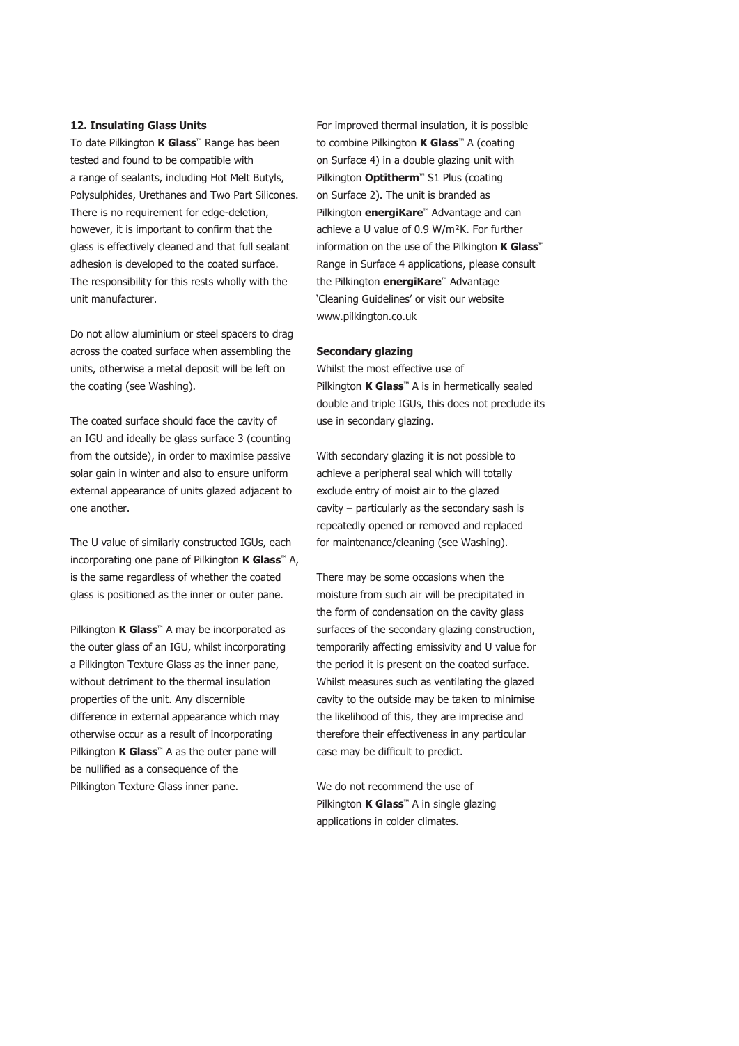## 12. Insulating Glass Units

To date Pilkington **K Glass**™ Range has been tested and found to be compatible with a range of sealants, including Hot Melt Butyls, Polysulphides, Urethanes and Two Part Silicones. There is no requirement for edge-deletion, however, it is important to confirm that the glass is effectively cleaned and that full sealant adhesion is developed to the coated surface. The responsibility for this rests wholly with the unit manufacturer.

Do not allow aluminium or steel spacers to drag across the coated surface when assembling the units, otherwise a metal deposit will be left on the coating (see Washing).

The coated surface should face the cavity of an IGU and ideally be glass surface 3 (counting from the outside), in order to maximise passive solar gain in winter and also to ensure uniform external appearance of units glazed adjacent to one another.

The U value of similarly constructed IGUs, each incorporating one pane of Pilkington **K Glass**™ A, is the same regardless of whether the coated glass is positioned as the inner or outer pane.

Pilkington **K Glass**™ A may be incorporated as the outer glass of an IGU, whilst incorporating a Pilkington Texture Glass as the inner pane, without detriment to the thermal insulation properties of the unit. Any discernible difference in external appearance which may otherwise occur as a result of incorporating Pilkington **K Glass**™ A as the outer pane will be nullified as a consequence of the Pilkington Texture Glass inner pane.

For improved thermal insulation, it is possible to combine Pilkington **K Glass**™ A (coating on Surface 4) in a double glazing unit with Pilkington **Optitherm**™ S1 Plus (coating on Surface 2). The unit is branded as Pilkington **energiKare**™ Advantage and can achieve a U value of 0.9 W/m²K. For further information on the use of the Pilkington **K Glass**™ Range in Surface 4 applications, please consult the Pilkington **energiKare**™ Advantage 'Cleaning Guidelines' or visit our website www.pilkington.co.uk

### Secondary glazing

Whilst the most effective use of Pilkington **K Glass**™ A is in hermetically sealed double and triple IGUs, this does not preclude its use in secondary glazing.

With secondary glazing it is not possible to achieve a peripheral seal which will totally exclude entry of moist air to the glazed cavity – particularly as the secondary sash is repeatedly opened or removed and replaced for maintenance/cleaning (see Washing).

There may be some occasions when the moisture from such air will be precipitated in the form of condensation on the cavity glass surfaces of the secondary glazing construction, temporarily affecting emissivity and U value for the period it is present on the coated surface. Whilst measures such as ventilating the glazed cavity to the outside may be taken to minimise the likelihood of this, they are imprecise and therefore their effectiveness in any particular case may be difficult to predict.

We do not recommend the use of Pilkington **K Glass**™ A in single glazing applications in colder climates.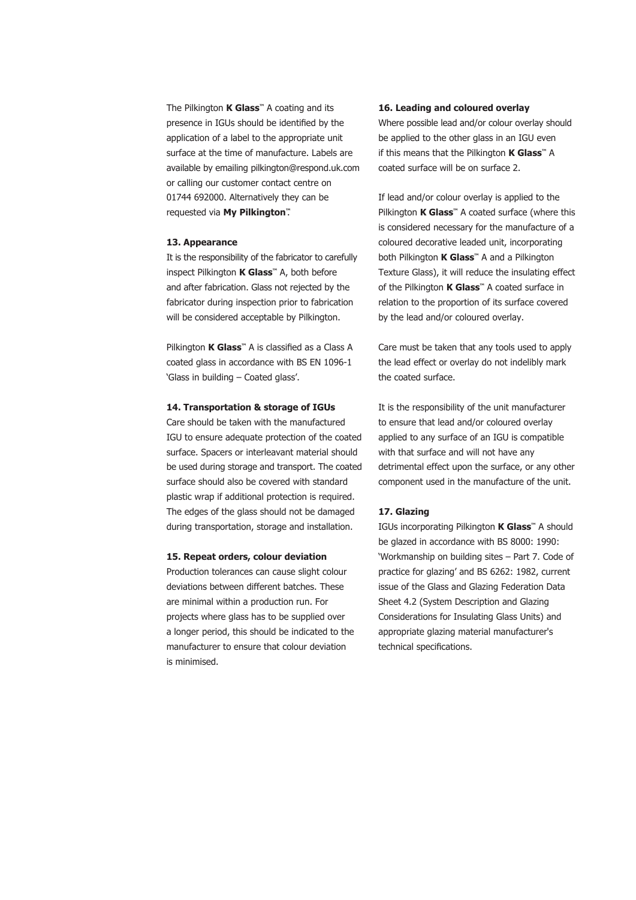The Pilkington **K Glass**™ A coating and its presence in IGUs should be identified by the application of a label to the appropriate unit surface at the time of manufacture. Labels are available by emailing pilkington@respond.uk.com or calling our customer contact centre on 01744 692000. Alternatively they can be requested via **My Pilkington**™.

### 13. Appearance

It is the responsibility of the fabricator to carefully inspect Pilkington **K Glass**™ A, both before and after fabrication. Glass not rejected by the fabricator during inspection prior to fabrication will be considered acceptable by Pilkington.

Pilkington **K Glass**™ A is classified as a Class A coated glass in accordance with BS EN 1096-1 'Glass in building – Coated glass'.

### 14. Transportation & storage of IGUs

Care should be taken with the manufactured IGU to ensure adequate protection of the coated surface. Spacers or interleavant material should be used during storage and transport. The coated surface should also be covered with standard plastic wrap if additional protection is required. The edges of the glass should not be damaged during transportation, storage and installation.

### 15. Repeat orders, colour deviation

Production tolerances can cause slight colour deviations between different batches. These are minimal within a production run. For projects where glass has to be supplied over a longer period, this should be indicated to the manufacturer to ensure that colour deviation is minimised.

### 16. Leading and coloured overlay

Where possible lead and/or colour overlay should be applied to the other glass in an IGU even if this means that the Pilkington **K Glass**™ A coated surface will be on surface 2.

If lead and/or colour overlay is applied to the Pilkington **K Glass**™ A coated surface (where this is considered necessary for the manufacture of a coloured decorative leaded unit, incorporating both Pilkington **K Glass**™ A and a Pilkington Texture Glass), it will reduce the insulating effect of the Pilkington **K Glass**™ A coated surface in relation to the proportion of its surface covered by the lead and/or coloured overlay.

Care must be taken that any tools used to apply the lead effect or overlay do not indelibly mark the coated surface.

It is the responsibility of the unit manufacturer to ensure that lead and/or coloured overlay applied to any surface of an IGU is compatible with that surface and will not have any detrimental effect upon the surface, or any other component used in the manufacture of the unit.

### 17. Glazing

IGUs incorporating Pilkington **K Glass**™ A should be glazed in accordance with BS 8000: 1990: 'Workmanship on building sites – Part 7. Code of practice for glazing' and BS 6262: 1982, current issue of the Glass and Glazing Federation Data Sheet 4.2 (System Description and Glazing Considerations for Insulating Glass Units) and appropriate glazing material manufacturer's technical specifications.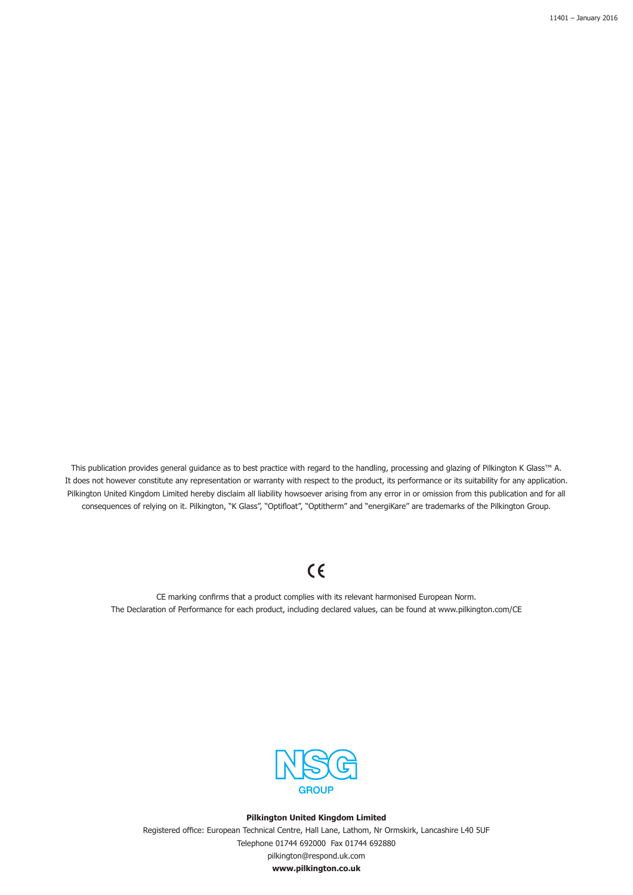11401 – January 2016

This publication provides general guidance as to best practice with regard to the handling, processing and glazing of Pilkington K Glass™ A. It does not however constitute any representation or warranty with respect to the product, its performance or its suitability for any application. Pilkington United Kingdom Limited hereby disclaim all liability howsoever arising from any error in or omission from this publication and for all consequences of relying on it. Pilkington, "K Glass", "Optifloat", "Optitherm" and "energiKare" are trademarks of the Pilkington Group.

CE

CE marking confirms that a product complies with its relevant harmonised European Norm.
The Declaration of Performance for each product, including declared values, can be found at www.pilkington.com/CE

NSG GROUP

**Pilkington United Kingdom Limited**
Registered office: European Technical Centre, Hall Lane, Lathom, Nr Ormskirk, Lancashire L40 5UF
Telephone 01744 692000 Fax 01744 692880
pilkington@respond.uk.com
**www.pilkington.co.uk**